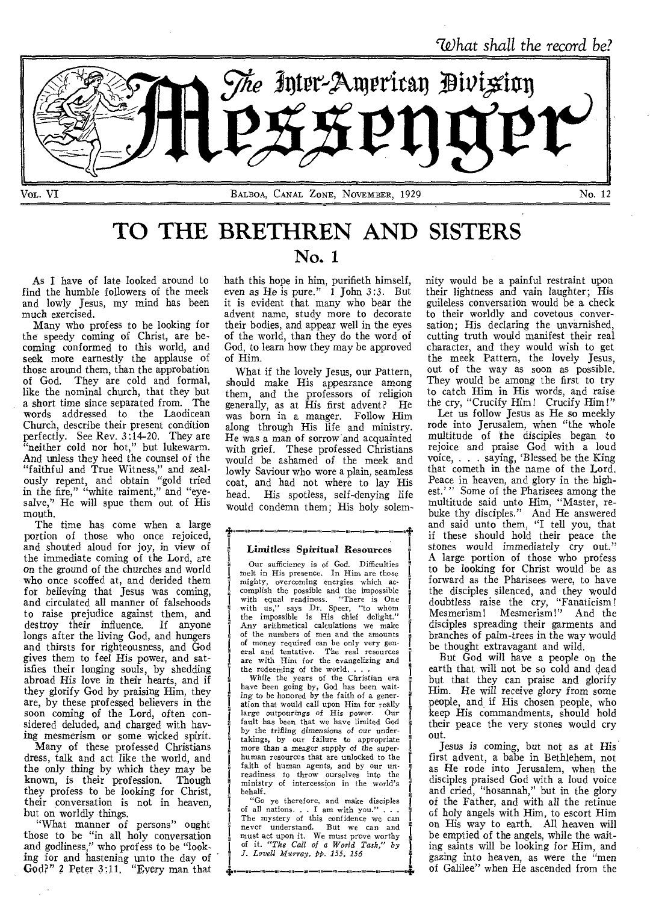*What shall the record be?*

# The Inter-American Division Messenger

VOL. VI — BALBOA, CANAL ZONE, NOVEMBER, 1929 — No. 12

# TO THE BRETHREN AND SISTERS

## No. 1

As I have of late looked around to find the humble followers of the meek and lowly Jesus, my mind has been much exercised.

Many who profess to be looking for the speedy coming of Christ, are becoming conformed to this world, and seek more earnestly the applause of those around them, than the approbation of God. They are cold and formal, like the nominal church, that they but a short time since separated from. The words addressed to the Laodicean Church, describe their present condition perfectly. See Rev. 3:14-20. They are "neither cold nor hot," but lukewarm. And unless they heed the counsel of the "faithful and True Witness," and zealously repent, and obtain "gold tried in the fire," "white raiment," and "eye-salve," He will spue them out of His mouth.

The time has come when a large portion of those who once rejoiced, and shouted aloud for joy, in view of the immediate coming of the Lord, are on the ground of the churches and world who once scoffed at, and derided them for believing that Jesus was coming, and circulated all manner of falsehoods to raise prejudice against them, and destroy their influence. If anyone longs after the living God, and hungers and thirsts for righteousness, and God gives them to feel His power, and satisfies their longing souls, by shedding abroad His love in their hearts, and if they glorify God by praising Him, they are, by these professed believers in the soon coming of the Lord, often considered deluded, and charged with having mesmerism or some wicked spirit.

Many of these professed Christians dress, talk and act like the world, and the only thing by which they may be known, is their profession. Though they profess to be looking for Christ, their conversation is not in heaven, but on worldly things.

"What manner of persons" ought those to be "in all holy conversation and godliness," who profess to be "looking for and hastening unto the day of God?" 2 Peter 3:11. "Every man that hath this hope in him, purifieth himself, even as He is pure." 1 John 3:3. But it is evident that many who bear the advent name, study more to decorate their bodies, and appear well in the eyes of the world, than they do the word of God, to learn how they may be approved of Him.

What if the lovely Jesus, our Pattern, should make His appearance among them, and the professors of religion generally, as at His first advent? He was born in a manger. Follow Him along through His life and ministry. He was a man of sorrow and acquainted with grief. These professed Christians would be ashamed of the meek and lowly Saviour who wore a plain, seamless coat, and had not where to lay His head. His spotless, self-denying life would condemn them; His holy solemnity would be a painful restraint upon their lightness and vain laughter; His guileless conversation would be a check to their worldly and covetous conversation; His declaring the unvarnished, cutting truth would manifest their real character, and they would wish to get the meek Pattern, the lovely Jesus, out of the way as soon as possible. They would be among the first to try to catch Him in His words, and raise the cry, "Crucify Him! Crucify Him!"

Let us follow Jesus as He so meekly rode into Jerusalem, when "the whole multitude of the disciples began to rejoice and praise God with a loud voice, . . . saying, 'Blessed be the King that cometh in the name of the Lord. Peace in heaven, and glory in the highest.'" Some of the Pharisees among the multitude said unto Him, "Master, rebuke thy disciples." And He answered and said unto them, "I tell you, that if these should hold their peace the stones would immediately cry out." A large portion of those who profess to be looking for Christ would be as forward as the Pharisees were, to have the disciples silenced, and they would doubtless raise the cry, "Fanaticism! Mesmerism! Mesmerism!" And the disciples spreading their garments and branches of palm-trees in the way would be thought extravagant and wild.

But God will have a people on the earth that will not be so cold and dead but that they can praise and glorify Him. He will receive glory from some people, and if His chosen people, who keep His commandments, should hold their peace the very stones would cry out.

Jesus is coming, but not as at His first advent, a babe in Bethlehem, not as He rode into Jerusalem, when the disciples praised God with a loud voice and cried, "hosannah," but in the glory of the Father, and with all the retinue of holy angels with Him, to escort Him on His way to earth. All heaven will be emptied of the angels, while the waiting saints will be looking for Him, and gazing into heaven, as were the "men of Galilee" when He ascended from the

---

### Limitless Spiritual Resources

Our sufficiency is of God. Difficulties melt in His presence. In Him are those mighty, overcoming energies which accomplish the possible and the impossible with equal readiness. "There is One with us," says Dr. Speer, "to whom the impossible is His chief delight." Any arithmetical calculations we make of the numbers of men and the amounts of money required can be only very general and tentative. The real resources are with Him for the evangelizing and the redeeming of the world. . . .

While the years of the Christian era have been going by, God has been waiting to be honored by the faith of a generation that would call upon Him for really large outpourings of His power. Our fault has been that we have limited God by the trifling dimensions of our undertakings, by our failure to appropriate more than a meager supply of the superhuman resources that are unlocked to the faith of human agents, and by our unreadiness to throw ourselves into the ministry of intercession in the world's behalf.

"Go ye therefore, and make disciples of all nations. . . I am with you." . . . The mystery of this confidence we can never understand. But we can and must act upon it. We must prove worthy of it. *"The Call of a World Task," by J. Lovell Murray, pp. 155, 156*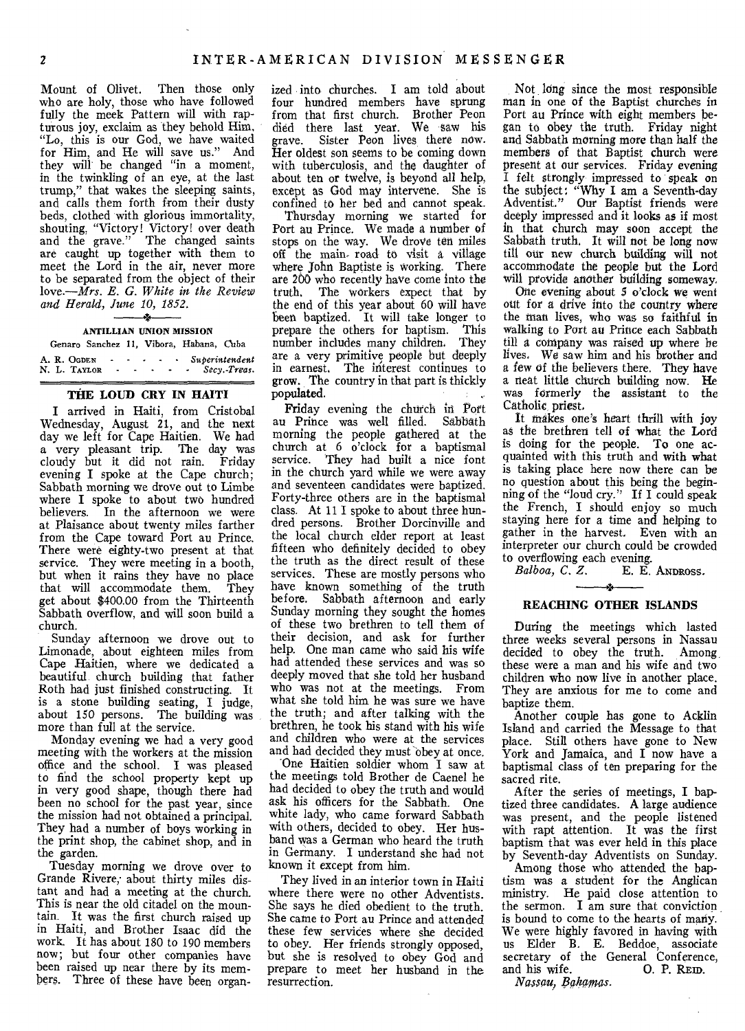Mount of Olivet. Then those only who are holy, those who have followed fully the meek Pattern will with rapturous joy, exclaim as they behold Him, "Lo, this is our God, we have waited for Him, and He will save us." And they will be changed "in a moment, in the twinkling of an eye, at the last trump," that wakes the sleeping saints, and calls them forth from their dusty beds, clothed with glorious immortality, shouting, "Victory! Victory! over death and the grave." The changed saints are caught up together with them to meet the Lord in the air, never more to be separated from the object of their love.—*Mrs. E. G. White in the Review and Herald, June 10, 1852.*

---

**ANTILLIAN UNION MISSION**

Genaro Sanchez 11, Vibora, Habana, Cuba

A. R. OGDEN - - - - - *Superintendent*
N. L. TAYLOR - - - - - *Secy.-Treas.*

## THE LOUD CRY IN HAITI

I arrived in Haiti, from Cristobal Wednesday, August 21, and the next day we left for Cape Haitien. We had a very pleasant trip. The day was cloudy but it did not rain. Friday evening I spoke at the Cape church; Sabbath morning we drove out to Limbe where I spoke to about two hundred believers. In the afternoon we were at Plaisance about twenty miles farther from the Cape toward Port au Prince. There were eighty-two present at that service. They were meeting in a booth, but when it rains they have no place that will accommodate them. They get about $400.00 from the Thirteenth Sabbath overflow, and will soon build a church.

Sunday afternoon we drove out to Limonade, about eighteen miles from Cape Haitien, where we dedicated a beautiful church building that father Roth had just finished constructing. It is a stone building seating, I judge, about 150 persons. The building was more than full at the service.

Monday evening we had a very good meeting with the workers at the mission office and the school. I was pleased to find the school property kept up in very good shape, though there had been no school for the past year, since the mission had not obtained a principal. They had a number of boys working in the print shop, the cabinet shop, and in the garden.

Tuesday morning we drove over to Grande Rivere, about thirty miles distant and had a meeting at the church. This is near the old citadel on the mountain. It was the first church raised up in Haiti, and Brother Isaac did the work. It has about 180 to 190 members now; but four other companies have been raised up near there by its members. Three of these have been organized into churches. I am told about four hundred members have sprung from that first church. Brother Peon died there last year. We saw his grave. Sister Peon lives there now. Her oldest son seems to be coming down with tuberculosis, and the daughter of about ten or twelve, is beyond all help, except as God may intervene. She is confined to her bed and cannot speak.

Thursday morning we started for Port au Prince. We made a number of stops on the way. We drove ten miles off the main road to visit a village where John Baptiste is working. There are 200 who recently have come into the truth. The workers expect that by the end of this year about 60 will have been baptized. It will take longer to prepare the others for baptism. This number includes many children. They are a very primitive people but deeply in earnest. The interest continues to grow. The country in that part is thickly populated.

Friday evening the church in Port au Prince was well filled. Sabbath morning the people gathered at the church at 6 o'clock for a baptismal service. They had built a nice font in the church yard while we were away and seventeen candidates were baptized. Forty-three others are in the baptismal class. At 11 I spoke to about three hundred persons. Brother Dorcinville and the local church elder report at least fifteen who definitely decided to obey the truth as the direct result of these services. These are mostly persons who have known something of the truth before. Sabbath afternoon and early Sunday morning they sought the homes of these two brethren to tell them of their decision, and ask for further help. One man came who said his wife had attended these services and was so deeply moved that she told her husband who was not at the meetings. From what she told him he was sure we have the truth; and after talking with the brethren, he took his stand with his wife and children who were at the services and had decided they must obey at once.

One Haitien soldier whom I saw at the meetings told Brother de Caenel he had decided to obey the truth and would ask his officers for the Sabbath. One white lady, who came forward Sabbath with others, decided to obey. Her husband was a German who heard the truth in Germany. I understand she had not known it except from him.

They lived in an interior town in Haiti where there were no other Adventists. She says he died obedient to the truth. She came to Port au Prince and attended these few services where she decided to obey. Her friends strongly opposed, but she is resolved to obey God and prepare to meet her husband in the resurrection.

Not long since the most responsible man in one of the Baptist churches in Port au Prince with eight members began to obey the truth. Friday night and Sabbath morning more than half the members of that Baptist church were present at our services. Friday evening I felt strongly impressed to speak on the subject: "Why I am a Seventh-day Adventist." Our Baptist friends were deeply impressed and it looks as if most in that church may soon accept the Sabbath truth. It will not be long now till our new church building will not accommodate the people but the Lord will provide another building someway.

One evening about 5 o'clock we went out for a drive into the country where the man lives, who was so faithful in walking to Port au Prince each Sabbath till a company was raised up where he lives. We saw him and his brother and a few of the believers there. They have a neat little church building now. He was formerly the assistant to the Catholic priest.

It makes one's heart thrill with joy as the brethren tell of what the Lord is doing for the people. To one acquainted with this truth and with what is taking place here now there can be no question about this being the beginning of the "loud cry." If I could speak the French, I should enjoy so much staying here for a time and helping to gather in the harvest. Even with an interpreter our church could be crowded to overflowing each evening.

*Balboa, C. Z.* E. E. ANDROSS.

---

## REACHING OTHER ISLANDS

During the meetings which lasted three weeks several persons in Nassau decided to obey the truth. Among these were a man and his wife and two children who now live in another place. They are anxious for me to come and baptize them.

Another couple has gone to Acklin Island and carried the Message to that place. Still others have gone to New York and Jamaica, and I now have a baptismal class of ten preparing for the sacred rite.

After the series of meetings, I baptized three candidates. A large audience was present, and the people listened with rapt attention. It was the first baptism that was ever held in this place by Seventh-day Adventists on Sunday.

Among those who attended the baptism was a student for the Anglican ministry. He paid close attention to the sermon. I am sure that conviction is bound to come to the hearts of many. We were highly favored in having with us Elder B. E. Beddoe, associate secretary of the General Conference, and his wife. O. P. REID.

*Nassau, Bahamas.*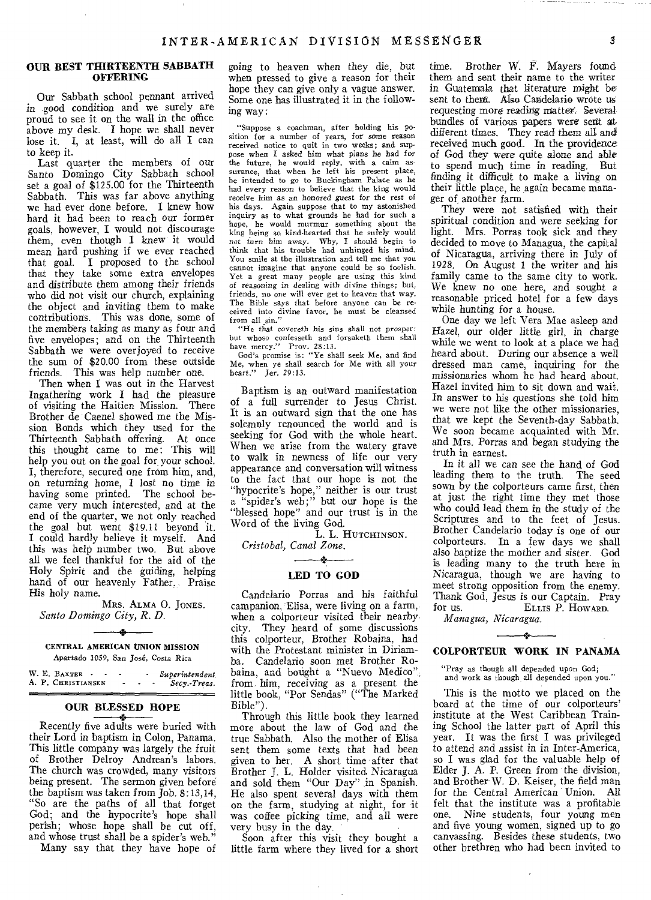## OUR BEST THIRTEENTH SABBATH OFFERING

Our Sabbath school pennant arrived in good condition and we surely are proud to see it on the wall in the office above my desk. I hope we shall never lose it. I, at least, will do all I can to keep it.

Last quarter the members of our Santo Domingo City Sabbath school set a goal of $125.00 for the Thirteenth Sabbath. This was far above anything we had ever done before. I knew how hard it had been to reach our former goals, however, I would not discourage them, even though I knew it would mean hard pushing if we ever reached that goal. I proposed to the school that they take some extra envelopes and distribute them among their friends who did not visit our church, explaining the object and inviting them to make contributions. This was done, some of the members taking as many as four and five envelopes; and on the Thirteenth Sabbath we were overjoyed to receive the sum of $20.00 from these outside friends. This was help number one.

Then when I was out in the Harvest Ingathering work I had the pleasure of visiting the Haitien Mission. There Brother de Caenel showed me the Mission Bonds which they used for the Thirteenth Sabbath offering. At once this thought came to me: This will help you out on the goal for your school. I, therefore, secured one from him, and, on returning home, I lost no time in having some printed. The school became very much interested, and at the end of the quarter, we not only reached the goal but went $19.11 beyond it. I could hardly believe it myself. And this was help number two. But above all we feel thankful for the aid of the Holy Spirit and the guiding, helping hand of our heavenly Father. Praise His holy name.

MRS. ALMA O. JONES.
*Santo Domingo City, R. D.*

---

**CENTRAL AMERICAN UNION MISSION**
Apartado 1059, San José, Costa Rica

W. E. BAXTER - - - *Superintendent*
A. P. CHRISTIANSEN - - - *Secy.-Treas.*

---

## OUR BLESSED HOPE

Recently five adults were buried with their Lord in baptism in Colon, Panama. This little company was largely the fruit of Brother Delroy Andrean's labors. The church was crowded, many visitors being present. The sermon given before the baptism was taken from Job. 8:13,14, "So are the paths of all that forget God; and the hypocrite's hope shall perish; whose hope shall be cut off, and whose trust shall be a spider's web."

Many say that they have hope of going to heaven when they die, but when pressed to give a reason for their hope they can give only a vague answer. Some one has illustrated it in the following way:

"Suppose a coachman, after holding his position for a number of years, for some reason received notice to quit in two weeks; and suppose when I asked him what plans he had for the future, he would reply, with a calm assurance, that when he left his present place, he intended to go to Buckingham Palace as he had every reason to believe that the king would receive him as an honored guest for the rest of his days. Again suppose that to my astonished inquiry as to what grounds he had for such a hope, he would murmur something about the king being so kind-hearted that he surely would not turn him away. Why, I should begin to think that his trouble had unhinged his mind. You smile at the illustration and tell me that you cannot imagine that anyone could be so foolish. Yet a great many people are using this kind of reasoning in dealing with divine things; but, friends, no one will ever get to heaven that way. The Bible says that before anyone can be received into divine favor, he must be cleansed from all sin."

"He that covereth his sins shall not prosper: but whoso confesseth and forsaketh them shall have mercy." Prov. 28:13.

God's promise is: "Ye shall seek Me, and find Me, when ye shall search for Me with all your heart." Jer. 29:13.

Baptism is an outward manifestation of a full surrender to Jesus Christ. It is an outward sign that the one has solemnly renounced the world and is seeking for God with the whole heart. When we arise from the watery grave to walk in newness of life our very appearance and conversation will witness to the fact that our hope is not the "hypocrite's hope," neither is our trust a "spider's web;" but our hope is the "blessed hope" and our trust is in the Word of the living God.

L. L. HUTCHINSON.
*Cristobal, Canal Zone.*

---

## LED TO GOD

Candelario Porras and his faithful campanion, Elisa, were living on a farm, when a colporteur visited their nearby city. They heard of some discussions this colporteur, Brother Robaina, had with the Protestant minister in Diriamba. Candelario soon met Brother Robaina, and bought a "Nuevo Medico", from him, receiving as a present the little book, "Por Sendas" ("The Marked Bible").

Through this little book they learned more about the law of God and the true Sabbath. Also the mother of Elisa sent them some texts that had been given to her. A short time after that Brother J. L. Holder visited Nicaragua and sold them "Our Day" in Spanish. He also spent several days with them on the farm, studying at night, for it was coffee picking time, and all were very busy in the day.

Soon after this visit they bought a little farm where they lived for a short time. Brother W. F. Mayers found them and sent their name to the writer in Guatemala that literature might be sent to them. Also Candelario wrote us requesting more reading matter. Several bundles of various papers were sent at different times. They read them all and received much good. In the providence of God they were quite alone and able to spend much time in reading. But finding it difficult to make a living on their little place, he again became manager of another farm.

They were not satisfied with their spiritual condition and were seeking for light. Mrs. Porras took sick and they decided to move to Managua, the capital of Nicaragua, arriving there in July of 1928. On August 1 the writer and his family came to the same city to work. We knew no one here, and sought a reasonable priced hotel for a few days while hunting for a house.

One day we left Vera Mae asleep and Hazel, our older little girl, in charge while we went to look at a place we had heard about. During our absence a well dressed man came, inquiring for the missionaries whom he had heard about. Hazel invited him to sit down and wait. In answer to his questions she told him we were not like the other missionaries, that we kept the Seventh-day Sabbath. We soon became acquainted with Mr. and Mrs. Porras and began studying the truth in earnest.

In it all we can see the hand of God leading them to the truth. The seed sown by the colporteurs came first, then at just the right time they met those who could lead them in the study of the Scriptures and to the feet of Jesus. Brother Candelario today is one of our colporteurs. In a few days we shall also baptize the mother and sister. God is leading many to the truth here in Nicaragua, though we are having to meet strong opposition from the enemy. Thank God, Jesus is our Captain. Pray for us.

ELLIS P. HOWARD.
*Managua, Nicaragua.*

---

## COLPORTEUR WORK IN PANAMA

"Pray as though all depended upon God; and work as though all depended upon you."

This is the motto we placed on the board at the time of our colporteurs' institute at the West Caribbean Training School the latter part of April this year. It was the first I was privileged to attend and assist in in Inter-America, so I was glad for the valuable help of Elder J. A. P. Green from the division, and Brother W. D. Keiser, the field man for the Central American Union. All felt that the institute was a profitable one. Nine students, four young men and five young women, signed up to go canvassing. Besides these students, two other brethren who had been invited to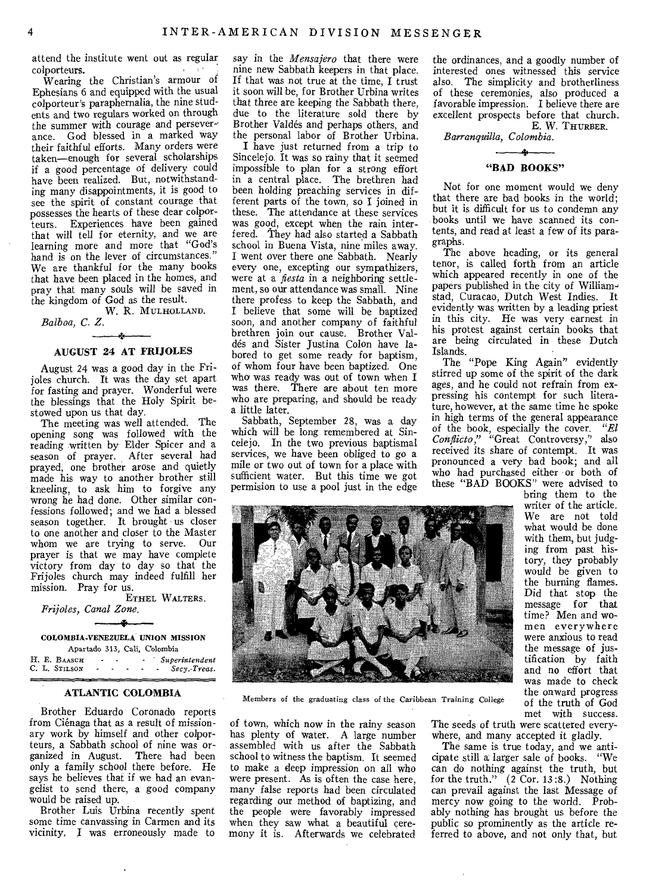attend the institute went out as regular colporteurs.

Wearing the Christian's armour of Ephesians 6 and equipped with the usual colporteur's paraphernalia, the nine students and two regulars worked on through the summer with courage and perseverance. God blessed in a marked way their faithful efforts. Many orders were taken—enough for several scholarships if a good percentage of delivery could have been realized. But, notwithstanding many disappointments, it is good to see the spirit of constant courage that possesses the hearts of these dear colporteurs. Experiences have been gained that will tell for eternity, and we are learning more and more that "God's hand is on the lever of circumstances." We are thankful for the many books that have been placed in the homes, and pray that many souls will be saved in the kingdom of God as the result.

W. R. MULHOLLAND.

*Balboa, C. Z.*

## AUGUST 24 AT FRIJOLES

August 24 was a good day in the Frijoles church. It was the day set apart for fasting and prayer. Wonderful were the blessings that the Holy Spirit bestowed upon us that day.

The meeting was well attended. The opening song was followed with the reading written by Elder Spicer and a season of prayer. After several had prayed, one brother arose and quietly made his way to another brother still kneeling, to ask him to forgive any wrong he had done. Other similar confessions followed; and we had a blessed season together. It brought us closer to one another and closer to the Master whom we are trying to serve. Our prayer is that we may have complete victory from day to day so that the Frijoles church may indeed fulfill her mission. Pray for us.

ETHEL WALTERS.

*Frijoles, Canal Zone.*

**COLOMBIA-VENEZUELA UNION MISSION**
Apartado 313, Cali, Colombia
H. E. BAASCH - - - *Superintendent*
C. L. STILSON - - - - - *Secy.-Treas.*

## ATLANTIC COLOMBIA

Brother Eduardo Coronado reports from Ciénaga that as a result of missionary work by himself and other colporteurs, a Sabbath school of nine was organized in August. There had been only a family school there before. He says he believes that if we had an evangelist to send there, a good company would be raised up.

Brother Luis Urbina recently spent some time canvassing in Carmen and its vicinity. I was erroneously made to say in the *Mensajero* that there were nine new Sabbath keepers in that place. If that was not true at the time, I trust it soon will be, for Brother Urbina writes that three are keeping the Sabbath there, due to the literature sold there by Brother Valdés and perhaps others, and the personal labor of Brother Urbina.

I have just returned from a trip to Sincelejo. It was so rainy that it seemed impossible to plan for a strong effort in a central place. The brethren had been holding preaching services in different parts of the town, so I joined in these. The attendance at these services was good, except when the rain interfered. They had also started a Sabbath school in Buena Vista, nine miles away. I went over there one Sabbath. Nearly every one, excepting our sympathizers, were at a *fiesta* in a neighboring settlement, so our attendance was small. Nine there profess to keep the Sabbath, and I believe that some will be baptized soon, and another company of faithful brethren join our cause. Brother Valdés and Sister Justina Colon have labored to get some ready for baptism, of whom four have been baptized. One who was ready was out of town when I was there. There are about ten more who are preparing, and should be ready a little later.

Sabbath, September 28, was a day which will be long remembered at Sincelejo. In the two previous baptismal services, we have been obliged to go a mile or two out of town for a place with sufficient water. But this time we got permision to use a pool just in the edge of town, which now in the rainy season has plenty of water. A large number assembled with us after the Sabbath school to witness the baptism. It seemed to make a deep impression on all who were present. As is often the case here, many false reports had been circulated regarding our method of baptizing, and the people were favorably impressed when they saw what a beautiful ceremony it is. Afterwards we celebrated the ordinances, and a goodly number of interested ones witnessed this service also. The simplicity and brotherliness of these ceremonies, also produced a favorable impression. I believe there are excellent prospects before that church.

E. W. THURBER.

*Barranquilla, Colombia.*

Members of the graduating class of the Caribbean Training College

## "BAD BOOKS"

Not for one moment would we deny that there are bad books in the world; but it is difficult for us to condemn any books until we have scanned its contents, and read at least a few of its paragraphs.

The above heading, or its general tenor, is called forth from an article which appeared recently in one of the papers published in the city of Willemstad, Curacao, Dutch West Indies. It evidently was written by a leading priest in this city. He was very earnest in his protest against certain books that are being circulated in these Dutch Islands.

The "Pope King Again" evidently stirred up some of the spirit of the dark ages, and he could not refrain from expressing his contempt for such literature, however, at the same time he spoke in high terms of the general appearance of the book, especially the cover. *"El Conflicto,"* "Great Controversy," also received its share of contempt. It was pronounced a very bad book; and all who had purchased either or both of these "BAD BOOKS" were advised to bring them to the writer of the article. We are not told what would be done with them, but judging from past history, they probably would be given to the burning flames. Did that stop the message for that time? Men and women everywhere were anxious to read the message of justification by faith and no effort that was made to check the onward progress of the truth of God met with success. The seeds of truth were scattered everywhere, and many accepted it gladly.

The same is true today, and we anticipate still a larger sale of books. "We can do nothing against the truth, but for the truth." (2 Cor. 13:8.) Nothing can prevail against the last Message of mercy now going to the world. Probably nothing has brought us before the public so prominently as the article referred to above, and not only that, but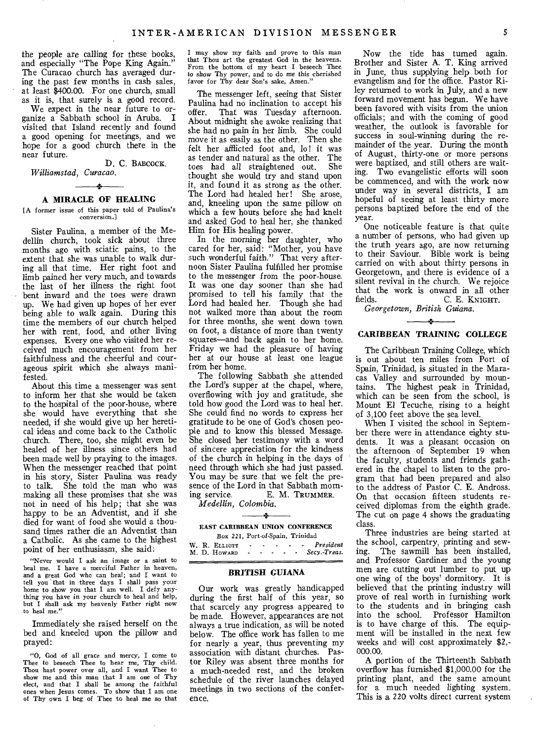the people are calling for these books, and especially "The Pope King Again." The Curacao church has averaged during the past few months in cash sales, at least $400.00. For one church, small as it is, that surely is a good record.

We expect in the near future to organize a Sabbath school in Aruba. I visited that Island recently and found a good opening for meetings, and we hope for a good church there in the near future.

D. C. BABCOCK.

*Williamstad, Curacao.*

## A MIRACLE OF HEALING

[A former issue of this paper told of Paulina's conversion.]

Sister Paulina, a member of the Medellín church, took sick about three months ago with sciatic pains, to the extent that she was unable to walk during all that time. Her right foot and limb pained her very much, and towards the last of her illness the right foot bent inward and the toes were drawn up. We had given up hopes of her ever being able to walk again. During this time the members of our church helped her with rent, food, and other living expenses. Every one who visited her received much encouragement from her faithfulness and the cheerful and courageous spirit which she always manifested.

About this time a messenger was sent to inform her that she would be taken to the hospital of the poor-house, where she would have everything that she needed, if she would give up her heretical ideas and come back to the Catholic church. There, too, she might even be healed of her illness since others had been made well by praying to the images. When the messenger reached that point in his story, Sister Paulina was ready to talk. She told the man who was making all these promises that she was not in need of his help; that she was happy to be an Adventist, and if she died for want of food she would a thousand times rather die an Adventist than a Catholic. As she came to the highest point of her enthusiasm, she said:

"Never would I ask an image or a saint to heal me. I have a merciful Father in heaven, and a great God who can heal; and I want to tell you that in three days I shall pass your home to show you that I am well. I defy anything you have in your church to heal and help, but I shall ask my heavenly Father right now to heal me."

Immediately she raised herself on the bed and kneeled upon the pillow and prayed:

"O, God of all grace and mercy, I come to Thee to beseech Thee to hear me, Thy child. Thou hast power over all, and I want Thee to show me and this man that I am one of Thy elect, and that I shall be among the faithful ones when Jesus comes. To show that I am one of Thy own I beg of Thee to heal me so that I may show my faith and prove to this man that Thou art the greatest God in the heavens. From the bottom of my heart I beseech Thee to show Thy power, and to do me this cherished favor for Thy dear Son's sake, Amen."

The messenger left, seeing that Sister Paulina had no inclination to accept his offer. That was Tuesday afternoon. About midnight she awoke realizing that she had no pain in her limb. She could move it as easily as the other. Then she felt her afflicted foot and, lo! it was as tender and natural as the other. The toes had all straightened out. She thought she would try and stand upon it, and found it as strong as the other. The Lord had healed her! She arose, and, kneeling upon the same pillow on which a few hours before she had knelt and asked God to heal her, she thanked Him for His healing power.

In the morning her daughter, who cared for her, said: "Mother, you have such wonderful faith." That very afternoon Sister Paulina fulfilled her promise to the messenger from the poor-house. It was one day sooner than she had promised to tell his family that the Lord had healed her. Though she had not walked more than about the room for three months, she went down town on foot, a distance of more than twenty squares—and back again to her home. Friday we had the pleasure of having her at our house at least one league from her home.

The following Sabbath she attended the Lord's supper at the chapel, where, overflowing with joy and gratitude, she told how good the Lord was to heal her. She could find no words to express her gratitude to be one of God's chosen people and to know this blessed Message. She closed her testimony with a word of sincere appreciation for the kindness of the church in helping in the days of need through which she had just passed. You may be sure that we felt the presence of the Lord in that Sabbath morning service.

E. M. TRUMMER.

*Medellín, Colombia.*

**EAST CARIBBEAN UNION CONFERENCE**

Box 221, Port-of-Spain, Trinidad

W. R. ELLIOTT - - - - - *President*
M. D. HOWARD - - - - - *Secy.-Treas.*

## BRITISH GUIANA

Our work was greatly handicapped during the first half of this year, so that scarcely any progress appeared to be made. However, appearances are not always a true indication, as will be noted below. The office work has fallen to me for nearly a year, thus preventing my association with distant churches. Pastor Riley was absent three months for a much-needed rest, and the broken schedule of the river launches delayed meetings in two sections of the conference.

Now the tide has turned again. Brother and Sister A. T. King arrived in June, thus supplying help both for evangelism and for the office. Pastor Riley returned to work in July, and a new forward movement has begun. We have been favored with visits from the union officials; and with the coming of good weather, the outlook is favorable for success in soul-winning during the remainder of the year. During the month of August, thirty-one or more persons were baptized, and still others are waiting. Two evangelistic efforts will soon be commenced, and with the work now under way in several districts, I am hopeful of seeing at least thirty more persons baptized before the end of the year.

One noticeable feature is that quite a number of persons, who had given up the truth years ago, are now returning to their Saviour. Bible work is being carried on with about thirty persons in Georgetown, and there is evidence of a silent revival in the church. We rejoice that the work is onward in all other fields.

C. E. KNIGHT.

*Georgetown, British Guiana.*

## CARIBBEAN TRAINING COLLEGE

The Caribbean Training College, which is out about ten miles from Port of Spain, Trinidad, is situated in the Maracas Valley and surrounded by mountains. The highest peak in Trinidad, which can be seen from the school, is Mount El Tecuche, rising to a height of 3,100 feet above the sea level.

When I visited the school in September there were in attendance eighty students. It was a pleasant occasion on the afternoon of September 19 when the faculty, students and friends gathered in the chapel to listen to the program that had been prepared and also to the address of Pastor C. E. Andross. On that occasion fifteen students received diplomas from the eighth grade. The cut on page 4 shows the graduating class.

Three industries are being started at the school, carpentry, printing and sewing. The sawmill has been installed, and Professor Gardiner and the young men are cutting out lumber to put up one wing of the boys' dormitory. It is believed that the printing industry will prove of real worth in furnishing work to the students and in bringing cash into the school. Professor Hamilton is to have charge of this. The equipment will be installed in the next few weeks and will cost approximately $2,000.00.

A portion of the Thirteenth Sabbath overflow has furnished $1,000.00 for the printing plant, and the same amount for a much needed lighting system. This is a 220 volts direct current system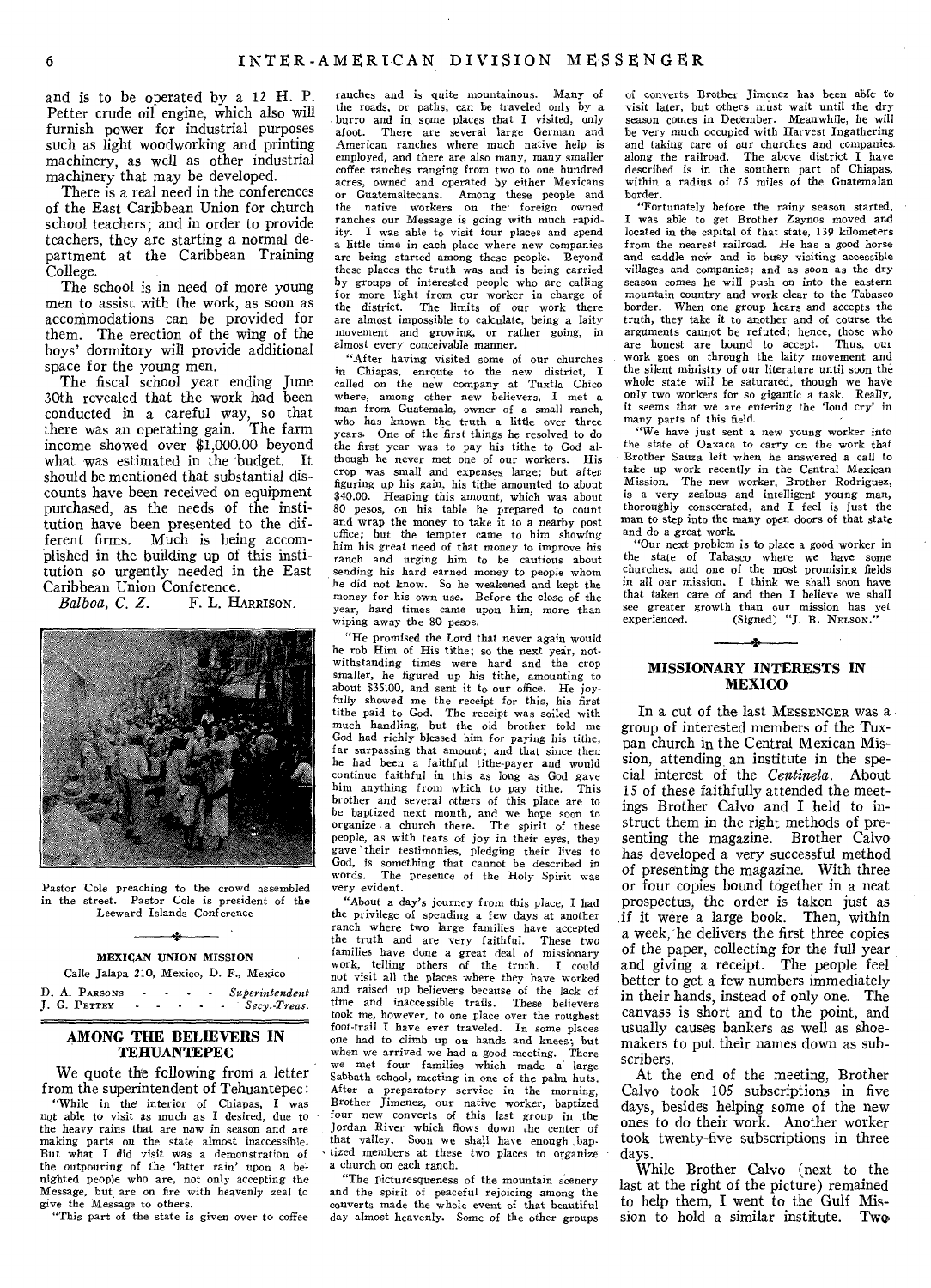and is to be operated by a 12 H. P. Petter crude oil engine, which also will furnish power for industrial purposes such as light woodworking and printing machinery, as well as other industrial machinery that may be developed.

There is a real need in the conferences of the East Caribbean Union for church school teachers; and in order to provide teachers, they are starting a normal department at the Caribbean Training College.

The school is in need of more young men to assist with the work, as soon as accommodations can be provided for them. The erection of the wing of the boys' dormitory will provide additional space for the young men.

The fiscal school year ending June 30th revealed that the work had been conducted in a careful way, so that there was an operating gain. The farm income showed over $1,000.00 beyond what was estimated in the budget. It should be mentioned that substantial discounts have been received on equipment purchased, as the needs of the institution have been presented to the different firms. Much is being accomplished in the building up of this institution so urgently needed in the East Caribbean Union Conference.

*Balboa, C. Z.* F. L. HARRISON.

Pastor Cole preaching to the crowd assembled in the street. Pastor Cole is president of the Leeward Islands Conference

**MEXICAN UNION MISSION**

Calle Jalapa 210, Mexico, D. F., Mexico

D. A. PARSONS - - - - *Superintendent*
J. G. PETTEY - - - - - *Secy.-Treas.*

## AMONG THE BELIEVERS IN TEHUANTEPEC

We quote the following from a letter from the superintendent of Tehuantepec:

"While in the interior of Chiapas, I was not able to visit as much as I desired, due to the heavy rains that are now in season and are making parts on the state almost inaccessible. But what I did visit was a demonstration of the outpouring of the 'latter rain' upon a benighted people who are, not only accepting the Message, but are on fire with heavenly zeal to give the Message to others.

"This part of the state is given over to coffee ranches and is quite mountainous. Many of the roads, or paths, can be traveled only by a burro and in some places that I visited, only afoot. There are several large German and American ranches where much native help is employed, and there are also many, many smaller coffee ranches ranging from two to one hundred acres, owned and operated by either Mexicans or Guatemaltecans. Among these people and the native workers on the foreign owned ranches our Message is going with much rapidity. I was able to visit four places and spend a little time in each place where new companies are being started among these people. Beyond these places the truth was and is being carried by groups of interested people who are calling for more light from our worker in charge of the district. The limits of our work there are almost impossible to calculate, being a laity movement and growing, or rather going, in almost every conceivable manner.

"After having visited some of our churches in Chiapas, enroute to the new district, I called on the new company at Tuxtla Chico where, among other new believers, I met a man from Guatemala, owner of a small ranch, who has known the truth a little over three years. One of the first things he resolved to do the first year was to pay his tithe to God although he never met one of our workers. His crop was small and expenses large; but after figuring up his gain, his tithe amounted to about $40.00. Heaping this amount, which was about 80 pesos, on his table he prepared to count and wrap the money to take it to a nearby post office; but the tempter came to him showing him his great need of that money to improve his ranch and urging him to be cautious about sending his hard earned money to people whom he did not know. So he weakened and kept the money for his own use. Before the close of the year, hard times came upon him, more than wiping away the 80 pesos.

"He promised the Lord that never again would he rob Him of His tithe; so the next year, notwithstanding times were hard and the crop smaller, he figured up his tithe, amounting to about $35.00, and sent it to our office. He joyfully showed me the receipt for this, his first tithe paid to God. The receipt was soiled with much handling, but the old brother told me God had richly blessed him for paying his tithe, far surpassing that amount; and that since then he had been a faithful tithe-payer and would continue faithful in this as long as God gave him anything from which to pay tithe. This brother and several others of this place are to be baptized next month, and we hope soon to organize a church there. The spirit of these people, as with tears of joy in their eyes, they gave their testimonies, pledging their lives to God, is something that cannot be described in words. The presence of the Holy Spirit was very evident.

"About a day's journey from this place, I had the privilege of spending a few days at another ranch where two large families have accepted the truth and are very faithful. These two families have done a great deal of missionary work, telling others of the truth. I could not visit all the places where they have worked and raised up believers because of the lack of time and inaccessible trails. These believers took me, however, to one place over the roughest foot-trail I have ever traveled. In some places one had to climb up on hands and knees; but when we arrived we had a good meeting. There we met four families which made a large Sabbath school, meeting in one of the palm huts. After a preparatory service in the morning, Brother Jimenez, our native worker, baptized four new converts of this last group in the Jordan River which flows down the center of that valley. Soon we shall have enough baptized members at these two places to organize a church on each ranch.

"The picturesqueness of the mountain scenery and the spirit of peaceful rejoicing among the converts made the whole event of that beautiful day almost heavenly. Some of the other groups of converts Brother Jimenez has been able to visit later, but others must wait until the dry season comes in December. Meanwhile, he will be very much occupied with Harvest Ingathering and taking care of our churches and companies along the railroad. The above district I have described is in the southern part of Chiapas, within a radius of 75 miles of the Guatemalan border.

"Fortunately before the rainy season started, I was able to get Brother Zaynos moved and located in the capital of that state, 139 kilometers from the nearest railroad. He has a good horse and saddle now and is busy visiting accessible villages and companies; and as soon as the dry season comes he will push on into the eastern mountain country and work clear to the Tabasco border. When one group hears and accepts the truth, they take it to another and of course the arguments cannot be refuted; hence, those who are honest are bound to accept. Thus, our work goes on through the laity movement and the silent ministry of our literature until soon the whole state will be saturated, though we have only two workers for so gigantic a task. Really, it seems that we are entering the 'loud cry' in many parts of this field.

"We have just sent a new young worker into the state of Oaxaca to carry on the work that Brother Sauza left when he answered a call to take up work recently in the Central Mexican Mission. The new worker, Brother Rodriguez, is a very zealous and intelligent young man, thoroughly consecrated, and I feel is just the man to step into the many open doors of that state and do a great work.

"Our next problem is to place a good worker in the state of Tabasco where we have some churches, and one of the most promising fields in all our mission. I think we shall soon have that taken care of and then I believe we shall see greater growth than our mission has yet experienced. (Signed) "J. B. NELSON."

## MISSIONARY INTERESTS IN MEXICO

In a cut of the last MESSENGER was a group of interested members of the Tuxpan church in the Central Mexican Mission, attending an institute in the special interest of the *Centinela*. About 15 of these faithfully attended the meetings Brother Calvo and I held to instruct them in the right methods of presenting the magazine. Brother Calvo has developed a very successful method of presenting the magazine. With three or four copies bound together in a neat prospectus, the order is taken just as if it were a large book. Then, within a week, he delivers the first three copies of the paper, collecting for the full year and giving a receipt. The people feel better to get a few numbers immediately in their hands, instead of only one. The canvass is short and to the point, and usually causes bankers as well as shoemakers to put their names down as subscribers.

At the end of the meeting, Brother Calvo took 105 subscriptions in five days, besides helping some of the new ones to do their work. Another worker took twenty-five subscriptions in three days.

While Brother Calvo (next to the last at the right of the picture) remained to help them, I went to the Gulf Mission to hold a similar institute. Two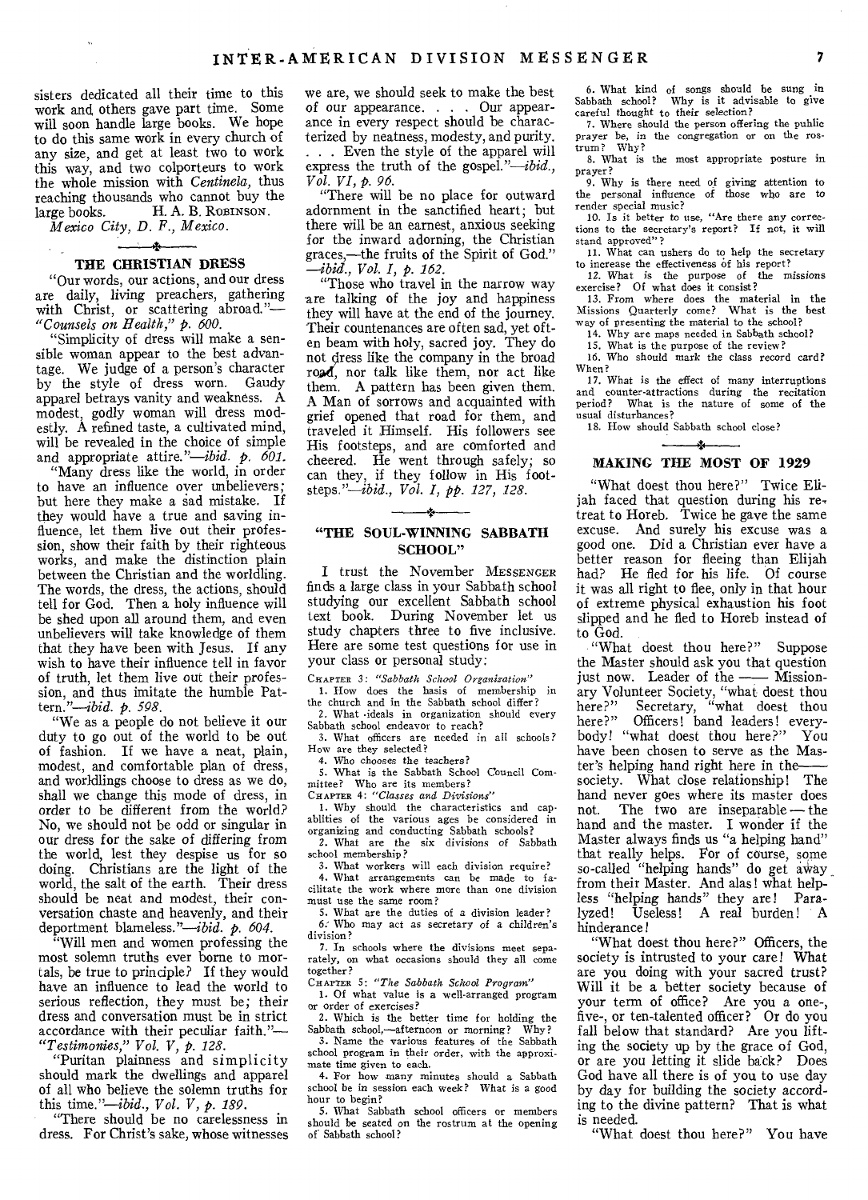sisters dedicated all their time to this work and others gave part time. Some will soon handle large books. We hope to do this same work in every church of any size, and get at least two to work this way, and two colporteurs to work the whole mission with *Centinela,* thus reaching thousands who cannot buy the large books. H. A. B. ROBINSON.

*Mexico City, D. F., Mexico.*

## THE CHRISTIAN DRESS

"Our words, our actions, and our dress are daily, living preachers, gathering with Christ, or scattering abroad."—*"Counsels on Health," p. 600.*

"Simplicity of dress will make a sensible woman appear to the best advantage. We judge of a person's character by the style of dress worn. Gaudy apparel betrays vanity and weakness. A modest, godly woman will dress modestly. A refined taste, a cultivated mind, will be revealed in the choice of simple and appropriate attire."—*ibid. p. 601.*

"Many dress like the world, in order to have an influence over unbelievers; but here they make a sad mistake. If they would have a true and saving influence, let them live out their profession, show their faith by their righteous works, and make the distinction plain between the Christian and the worldling. The words, the dress, the actions, should tell for God. Then a holy influence will be shed upon all around them, and even unbelievers will take knowledge of them that they have been with Jesus. If any wish to have their influence tell in favor of truth, let them live out their profession, and thus imitate the humble Pattern."—*ibid. p. 598.*

"We as a people do not believe it our duty to go out of the world to be out of fashion. If we have a neat, plain, modest, and comfortable plan of dress, and worldlings choose to dress as we do, shall we change this mode of dress, in order to be different from the world? No, we should not be odd or singular in our dress for the sake of differing from the world, lest they despise us for so doing. Christians are the light of the world, the salt of the earth. Their dress should be neat and modest, their conversation chaste and heavenly, and their deportment blameless."—*ibid. p. 604.*

"Will men and women professing the most solemn truths ever borne to mortals, be true to principle? If they would have an influence to lead the world to serious reflection, they must be; their dress and conversation must be in strict accordance with their peculiar faith."—*"Testimonies," Vol. V, p. 128.*

"Puritan plainness and simplicity should mark the dwellings and apparel of all who believe the solemn truths for this time."—*ibid., Vol. V, p. 189.*

"There should be no carelessness in dress. For Christ's sake, whose witnesses we are, we should seek to make the best of our appearance. . . . Our appearance in every respect should be characterized by neatness, modesty, and purity. . . . Even the style of the apparel will express the truth of the gospel."—*ibid., Vol. VI, p. 96.*

"There will be no place for outward adornment in the sanctified heart; but there will be an earnest, anxious seeking for the inward adorning, the Christian graces,—the fruits of the Spirit of God."—*ibid., Vol. I, p. 162.*

"Those who travel in the narrow way are talking of the joy and happiness they will have at the end of the journey. Their countenances are often sad, yet often beam with holy, sacred joy. They do not dress like the company in the broad road, nor talk like them, nor act like them. A pattern has been given them. A Man of sorrows and acquainted with grief opened that road for them, and traveled it Himself. His followers see His footsteps, and are comforted and cheered. He went through safely; so can they, if they follow in His footsteps."—*ibid., Vol. I, pp. 127, 128.*

## "THE SOUL-WINNING SABBATH SCHOOL"

I trust the November MESSENGER finds a large class in your Sabbath school studying our excellent Sabbath school text book. During November let us study chapters three to five inclusive. Here are some test questions for use in your class or personal study:

CHAPTER 3: *"Sabbath School Organization"*

1. How does the basis of membership in the church and in the Sabbath school differ?
2. What ideals in organization should every Sabbath school endeavor to reach?
3. What officers are needed in all schools? How are they selected?
4. Who chooses the teachers?
5. What is the Sabbath School Council Committee? Who are its members?

CHAPTER 4: *"Classes and Divisions"*

1. Why should the characteristics and capabilities of the various ages be considered in organizing and conducting Sabbath schools?
2. What are the six divisions of Sabbath school membership?
3. What workers will each division require?
4. What arrangements can be made to facilitate the work where more than one division must use the same room?
5. What are the duties of a division leader?
6. Who may act as secretary of a children's division?
7. In schools where the divisions meet separately, on what occasions should they all come together?

CHAPTER 5: *"The Sabbath School Program"*

1. Of what value is a well-arranged program or order of exercises?
2. Which is the better time for holding the Sabbath school,—afternoon or morning? Why?
3. Name the various features of the Sabbath school program in their order, with the approximate time given to each.
4. For how many minutes should a Sabbath school be in session each week? What is a good hour to begin?
5. What Sabbath school officers or members should be seated on the rostrum at the opening of Sabbath school?
6. What kind of songs should be sung in Sabbath school? Why is it advisable to give careful thought to their selection?
7. Where should the person offering the public prayer be, in the congregation or on the rostrum? Why?
8. What is the most appropriate posture in prayer?
9. Why is there need of giving attention to the personal influence of those who are to render special music?
10. Is it better to use, "Are there any corrections to the secretary's report? If not, it will stand approved"?
11. What can ushers do to help the secretary to increase the effectiveness of his report?
12. What is the purpose of the missions exercise? Of what does it consist?
13. From where does the material in the Missions Quarterly come? What is the best way of presenting the material to the school?
14. Why are maps needed in Sabbath school?
15. What is the purpose of the review?
16. Who should mark the class record card? When?
17. What is the effect of many interruptions and counter-attractions during the recitation period? What is the nature of some of the usual disturbances?
18. How should Sabbath school close?

## MAKING THE MOST OF 1929

"What doest thou here?" Twice Elijah faced that question during his retreat to Horeb. Twice he gave the same excuse. And surely his excuse was a good one. Did a Christian ever have a better reason for fleeing than Elijah had? He fled for his life. Of course it was all right to flee, only in that hour of extreme physical exhaustion his foot slipped and he fled to Horeb instead of to God.

"What doest thou here?" Suppose the Master should ask you that question just now. Leader of the —— Missionary Volunteer Society, "what doest thou here?" Secretary, "what doest thou here?" Officers! band leaders! everybody! "what doest thou here?" You have been chosen to serve as the Master's helping hand right here in the—— society. What close relationship! The hand never goes where its master does not. The two are inseparable — the hand and the master. I wonder if the Master always finds us "a helping hand" that really helps. For of course, some so-called "helping hands" do get away from their Master. And alas! what helpless "helping hands" they are! Paralyzed! Useless! A real burden! A hinderance!

"What doest thou here?" Officers, the society is intrusted to your care! What are you doing with your sacred trust? Will it be a better society because of your term of office? Are you a one-, five-, or ten-talented officer? Or do you fall below that standard? Are you lifting the society up by the grace of God, or are you letting it slide back? Does God have all there is of you to use day by day for building the society according to the divine pattern? That is what is needed.

"What doest thou here?" You have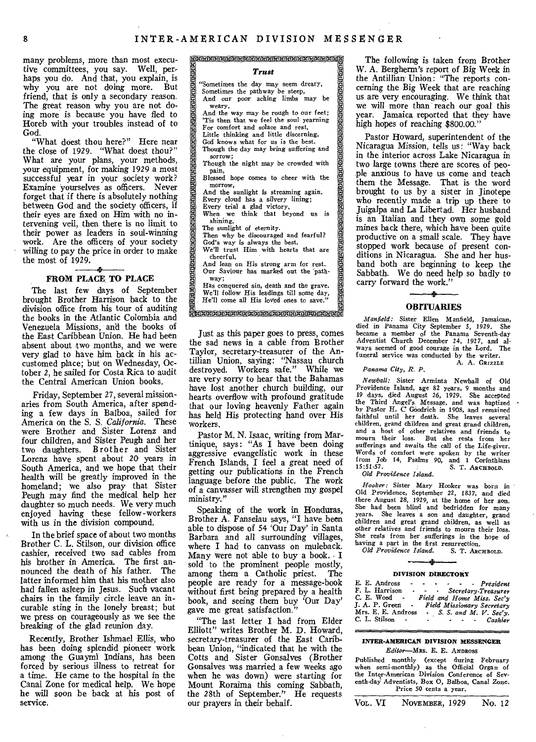many problems, more than most executive committees, you say. Well, perhaps you do. And that, you explain, is why you are not doing more. But friend, that is only a secondary reason. The great reason why you are not doing more is because you have fled to Horeb with your troubles instead of to God.

"What doest thou here?" Here near the close of 1929. "What doest thou?" What are your plans, your methods, your equipment, for making 1929 a most successful year in your society work? Examine yourselves as officers. Never forget that if there is absolutely nothing between God and the society officers, if their eyes are fixed on Him with no intervening veil, then there is no limit to their power as leaders in soul-winning work. Are the officers of your society willing to pay the price in order to make the most of 1929.

## FROM PLACE TO PLACE

The last few days of September brought Brother Harrison back to the division office from his tour of auditing the books in the Atlantic Colombia and Venezuela Missions, and the books of the East Caribbean Union. He had been absent about two months, and we were very glad to have him back in his accustomed place; but on Wednesday, October 2, he sailed for Costa Rica to audit the Central American Union books.

Friday, September 27, several missionaries from South America, after spending a few days in Balboa, sailed for America on the S. S. *California*. These were Brother and Sister Lorenz and four children, and Sister Peugh and her two daughters. Brother and Sister Lorenz have spent about 20 years in South America, and we hope that their health will be greatly improved in the homeland; we also pray that Sister Peugh may find the medical help her daughter so much needs. We very much enjoyed having these fellow-workers with us in the division compound.

In the brief space of about two months Brother C. L. Stilson, our division office cashier, received two sad cables from his brother in America. The first announced the death of his father. The latter informed him that his mother also had fallen asleep in Jesus. Such vacant chairs in the family circle leave an incurable sting in the lonely breast; but we press on courageously as we see the breaking of the glad reunion day.

Recently, Brother Ishmael Ellis, who has been doing splendid pioneer work among the Guaymi Indians, has been forced by serious illness to retreat for a time. He came to the hospital in the Canal Zone for medical help. We hope he will soon be back at his post of service.

### *Trust*

"Sometimes the day may seem dreary,
Sometimes the pathway be steep,
And our poor aching limbs may be weary,
And the way may be rough to our feet;
'Tis then that we feel the soul yearning
For comfort and solace and rest,
Little thinking and little discerning,
God knows what for us is the best.
Though the day may bring suffering and sorrow;
Though the night may be crowded with pain,
Blessed hope comes to cheer with the morrow,
And the sunlight is streaming again.
Every cloud has a silvery lining;
Every trial a glad victory,
When we think that beyond us is shining,
The sunlight of eternity.
Then why be discouraged and fearful?
God's way is always the best.
We'll trust Him with hearts that are cheerful,
And lean on His strong arm for rest.
Our Saviour has marked out the pathway;
Has conquered sin, death and the grave.
We'll follow His leadings till some day,
He'll come all His loved ones to save."

Just as this paper goes to press, comes the sad news in a cable from Brother Taylor, secretary-treasurer of the Antillian Union, saying: "Nassau church destroyed. Workers safe." While we are very sorry to hear that the Bahamas have lost another church building, our hearts overflow with profound gratitude that our loving heavenly Father again has held His protecting hand over His workers.

Pastor M. N. Isaac, writing from Martinique, says: "As I have been doing aggressive evangelistic work in these French Islands, I feel a great need of getting our publications in the French language before the public. The work of a canvasser will strengthen my gospel ministry."

Speaking of the work in Honduras, Brother A. Fanselau says, "I have been able to dispose of 54 'Our Day' in Santa Barbara and all surrounding villages, where I had to canvass on muleback. Many were not able to buy a book. I sold to the prominent people mostly, among them a Catholic priest. The people are ready for a message-book without first being prepared by a health book, and seeing them buy 'Our Day' gave me great satisfaction."

"The last letter I had from Elder Elliott" writes Brother M. D. Howard, secretary-treasurer of the East Caribbean Union, "indicated that he with the Cotts and Sister Gonsalves (Brother Gonsalves was married a few weeks ago when he was down) were starting for Mount Roraima this coming Sabbath, the 28th of September." He requests our prayers in their behalf.

The following is taken from Brother W. A. Bergherm's report of Big Week in the Antillian Union: "The reports concerning the Big Week that are reaching us are very encouraging. We think that we will more than reach our goal this year. Jamaica reported that they have high hopes of reaching $800.00."

Pastor Howard, superintendent of the Nicaragua Mission, tells us: "Way back in the interior across Lake Nicaragua in two large towns there are scores of people anxious to have us come and teach them the Message. That is the word brought to us by a sister in Jinotepe who recently made a trip up there to Juigalpa and La Libertad. Her husband is an Italian and they own some gold mines back there, which have been quite productive on a small scale. They have stopped work because of present conditions in Nicaragua. She and her husband both are beginning to keep the Sabbath. We do need help so badly to carry forward the work."

## OBITUARIES

*Manfield:* Sister Ellen Manfield, Jamaican, died in Panama City September 5, 1929. She became a member of the Panama Seventh-day Adventist Church December 24, 1927, and always seemed of good courage in the Lord. The funeral service was conducted by the writer.
A. A. GRIZZLE
*Panama City, R. P.*

*Newball:* Sister Arminta Newball of Old Providence Island, age 82 years, 9 months and 19 days, died August 26, 1929. She accepted the Third Angel's Message, and was baptized by Pastor H. C. Goodrich in 1908, and remained faithful until her death. She leaves several children, grand children and great grand children, and a host of other relatives and friends to mourn their loss. But she rests from her sufferings and awaits the call of the Life-giver. Words of comfort were spoken by the writer from Job 14, Psalms 90, and 1 Corinthians 15:51-57. S. T. ARCHBOLD.
*Old Providence Island.*

*Hooker:* Sister Mary Hooker was born in Old Providence, September 22, 1837, and died there August 28, 1929, at the home of her son. She had been blind and bedridden for many years. She leaves a son and daughter, grand children and great grand children, as well as other relatives and friends to mourn their loss. She rests from her sufferings in the hope of having a part in the first resurrection.
*Old Providence Island.* S. T. ARCHBOLD.

## DIVISION DIRECTORY

| | |
|---|---|
| E. E. Andross | *President* |
| F. L. Harrison | *Secretary-Treasurer* |
| C. E. Wood | *Field and Home Miss. Sec'y* |
| J. A. P. Green | *Field Missionary Secretary* |
| Mrs. E. E. Andross | *S. S. and M. V. Sec'y.* |
| C. L. Stilson | *Cashier* |

## INTER-AMERICAN DIVISION MESSENGER

*Editor*—MRS. E. E. ANDROSS

Published monthly (except during February when semi-monthly) as the Official Organ of the Inter-American Division Conference of Seventh-day Adventists, Box O, Balboa, Canal Zone. Price 50 cents a year.

VOL. VI NOVEMBER, 1929 No. 12